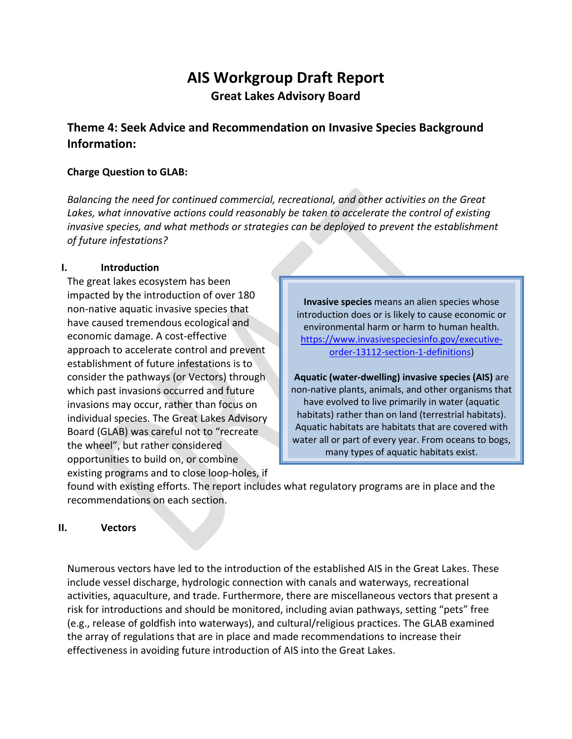# AIS Workgroup Draft Report

**Great Lakes Advisory Board**

## Theme 4: Seek Advice and Recommendation on Invasive Species Background Information:

**Charge Question to GLAB:**

*Balancing the need for continued commercial, recreational, and other activities on the Great Lakes, what innovative actions could reasonably be taken to accelerate the control of existing invasive species, and what methods or strategies can be deployed to prevent the establishment of future infestations?*

### I. Introduction

The great lakes ecosystem has been impacted by the introduction of over 180 non-native aquatic invasive species that have caused tremendous ecological and economic damage. A cost-effective approach to accelerate control and prevent establishment of future infestations is to consider the pathways (or Vectors) through which past invasions occurred and future invasions may occur, rather than focus on individual species. The Great Lakes Advisory Board (GLAB) was careful not to "recreate the wheel", but rather considered opportunities to build on, or combine existing programs and to close loop-holes, if found with existing efforts. The report includes what regulatory programs are in place and the recommendations on each section.

> **Invasive species** means an alien species whose introduction does or is likely to cause economic or environmental harm or harm to human health. https://www.invasivespeciesinfo.gov/executive-order-13112-section-1-definitions)
>
> **Aquatic (water-dwelling) invasive species (AIS)** are non-native plants, animals, and other organisms that have evolved to live primarily in water (aquatic habitats) rather than on land (terrestrial habitats). Aquatic habitats are habitats that are covered with water all or part of every year. From oceans to bogs, many types of aquatic habitats exist.

### II. Vectors

Numerous vectors have led to the introduction of the established AIS in the Great Lakes. These include vessel discharge, hydrologic connection with canals and waterways, recreational activities, aquaculture, and trade. Furthermore, there are miscellaneous vectors that present a risk for introductions and should be monitored, including avian pathways, setting "pets" free (e.g., release of goldfish into waterways), and cultural/religious practices. The GLAB examined the array of regulations that are in place and made recommendations to increase their effectiveness in avoiding future introduction of AIS into the Great Lakes.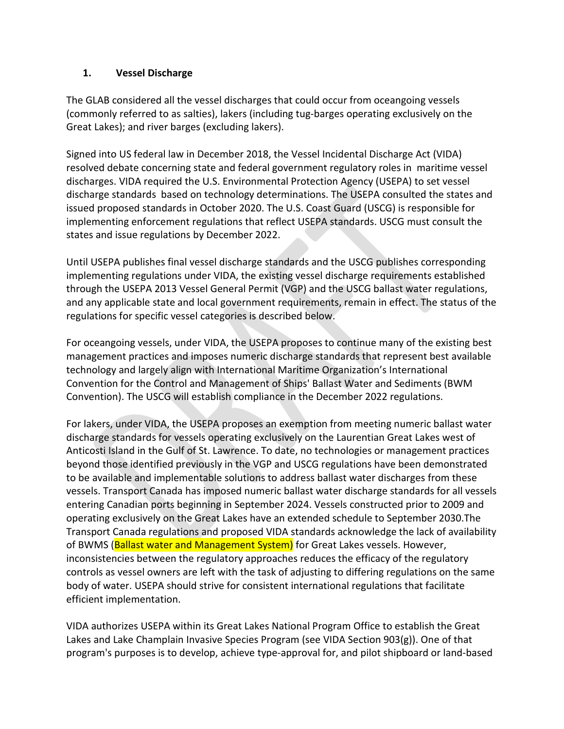## 1. Vessel Discharge

The GLAB considered all the vessel discharges that could occur from oceangoing vessels (commonly referred to as salties), lakers (including tug-barges operating exclusively on the Great Lakes); and river barges (excluding lakers).

Signed into US federal law in December 2018, the Vessel Incidental Discharge Act (VIDA) resolved debate concerning state and federal government regulatory roles in maritime vessel discharges. VIDA required the U.S. Environmental Protection Agency (USEPA) to set vessel discharge standards based on technology determinations. The USEPA consulted the states and issued proposed standards in October 2020. The U.S. Coast Guard (USCG) is responsible for implementing enforcement regulations that reflect USEPA standards. USCG must consult the states and issue regulations by December 2022.

Until USEPA publishes final vessel discharge standards and the USCG publishes corresponding implementing regulations under VIDA, the existing vessel discharge requirements established through the USEPA 2013 Vessel General Permit (VGP) and the USCG ballast water regulations, and any applicable state and local government requirements, remain in effect. The status of the regulations for specific vessel categories is described below.

For oceangoing vessels, under VIDA, the USEPA proposes to continue many of the existing best management practices and imposes numeric discharge standards that represent best available technology and largely align with International Maritime Organization's International Convention for the Control and Management of Ships' Ballast Water and Sediments (BWM Convention). The USCG will establish compliance in the December 2022 regulations.

For lakers, under VIDA, the USEPA proposes an exemption from meeting numeric ballast water discharge standards for vessels operating exclusively on the Laurentian Great Lakes west of Anticosti Island in the Gulf of St. Lawrence. To date, no technologies or management practices beyond those identified previously in the VGP and USCG regulations have been demonstrated to be available and implementable solutions to address ballast water discharges from these vessels. Transport Canada has imposed numeric ballast water discharge standards for all vessels entering Canadian ports beginning in September 2024. Vessels constructed prior to 2009 and operating exclusively on the Great Lakes have an extended schedule to September 2030.The Transport Canada regulations and proposed VIDA standards acknowledge the lack of availability of BWMS (Ballast water and Management System) for Great Lakes vessels. However, inconsistencies between the regulatory approaches reduces the efficacy of the regulatory controls as vessel owners are left with the task of adjusting to differing regulations on the same body of water. USEPA should strive for consistent international regulations that facilitate efficient implementation.

VIDA authorizes USEPA within its Great Lakes National Program Office to establish the Great Lakes and Lake Champlain Invasive Species Program (see VIDA Section 903(g)). One of that program's purposes is to develop, achieve type-approval for, and pilot shipboard or land-based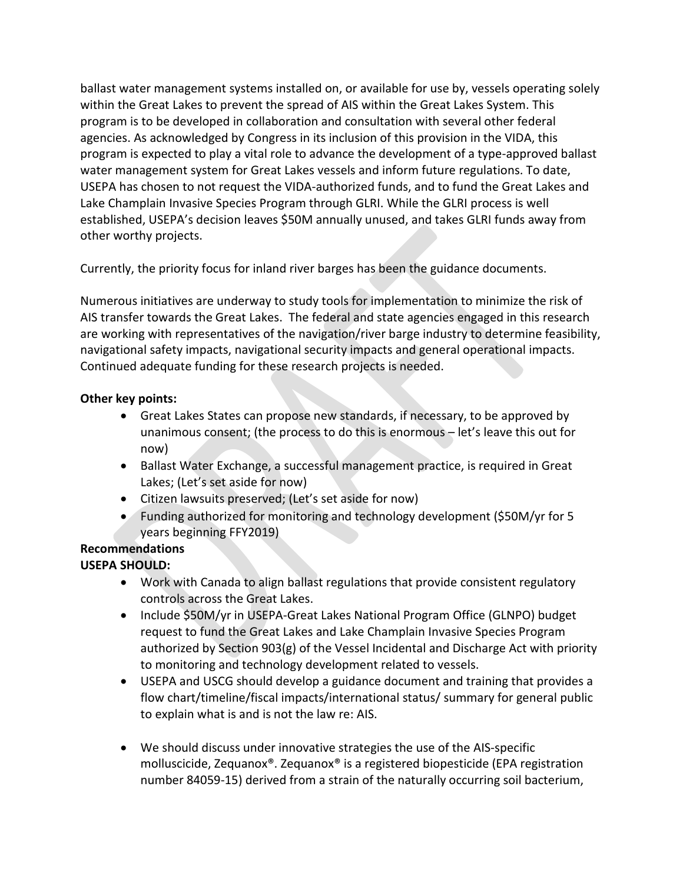ballast water management systems installed on, or available for use by, vessels operating solely within the Great Lakes to prevent the spread of AIS within the Great Lakes System. This program is to be developed in collaboration and consultation with several other federal agencies. As acknowledged by Congress in its inclusion of this provision in the VIDA, this program is expected to play a vital role to advance the development of a type-approved ballast water management system for Great Lakes vessels and inform future regulations. To date, USEPA has chosen to not request the VIDA-authorized funds, and to fund the Great Lakes and Lake Champlain Invasive Species Program through GLRI. While the GLRI process is well established, USEPA's decision leaves \$50M annually unused, and takes GLRI funds away from other worthy projects.

Currently, the priority focus for inland river barges has been the guidance documents.

Numerous initiatives are underway to study tools for implementation to minimize the risk of AIS transfer towards the Great Lakes. The federal and state agencies engaged in this research are working with representatives of the navigation/river barge industry to determine feasibility, navigational safety impacts, navigational security impacts and general operational impacts. Continued adequate funding for these research projects is needed.

**Other key points:**

- Great Lakes States can propose new standards, if necessary, to be approved by unanimous consent; (the process to do this is enormous – let's leave this out for now)
- Ballast Water Exchange, a successful management practice, is required in Great Lakes; (Let's set aside for now)
- Citizen lawsuits preserved; (Let's set aside for now)
- Funding authorized for monitoring and technology development (\$50M/yr for 5 years beginning FFY2019)

**Recommendations**

**USEPA SHOULD:**

- Work with Canada to align ballast regulations that provide consistent regulatory controls across the Great Lakes.
- Include \$50M/yr in USEPA-Great Lakes National Program Office (GLNPO) budget request to fund the Great Lakes and Lake Champlain Invasive Species Program authorized by Section 903(g) of the Vessel Incidental and Discharge Act with priority to monitoring and technology development related to vessels.
- USEPA and USCG should develop a guidance document and training that provides a flow chart/timeline/fiscal impacts/international status/ summary for general public to explain what is and is not the law re: AIS.

- We should discuss under innovative strategies the use of the AIS-specific molluscicide, Zequanox®. Zequanox® is a registered biopesticide (EPA registration number 84059-15) derived from a strain of the naturally occurring soil bacterium,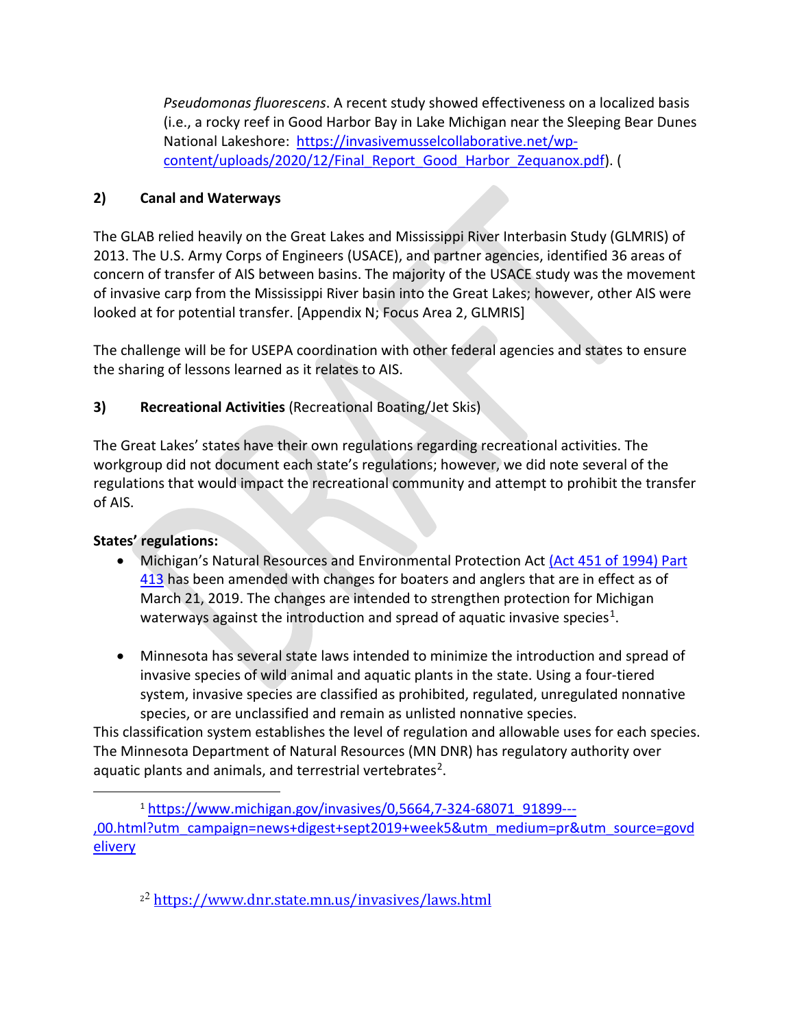*Pseudomonas fluorescens*. A recent study showed effectiveness on a localized basis (i.e., a rocky reef in Good Harbor Bay in Lake Michigan near the Sleeping Bear Dunes National Lakeshore: https://invasivemusselcollaborative.net/wp-content/uploads/2020/12/Final_Report_Good_Harbor_Zequanox.pdf). (

**2) Canal and Waterways**

The GLAB relied heavily on the Great Lakes and Mississippi River Interbasin Study (GLMRIS) of 2013. The U.S. Army Corps of Engineers (USACE), and partner agencies, identified 36 areas of concern of transfer of AIS between basins. The majority of the USACE study was the movement of invasive carp from the Mississippi River basin into the Great Lakes; however, other AIS were looked at for potential transfer. [Appendix N; Focus Area 2, GLMRIS]

The challenge will be for USEPA coordination with other federal agencies and states to ensure the sharing of lessons learned as it relates to AIS.

**3) Recreational Activities** (Recreational Boating/Jet Skis)

The Great Lakes' states have their own regulations regarding recreational activities. The workgroup did not document each state's regulations; however, we did note several of the regulations that would impact the recreational community and attempt to prohibit the transfer of AIS.

**States' regulations:**

- Michigan's Natural Resources and Environmental Protection Act (Act 451 of 1994) Part 413 has been amended with changes for boaters and anglers that are in effect as of March 21, 2019. The changes are intended to strengthen protection for Michigan waterways against the introduction and spread of aquatic invasive species[1].

- Minnesota has several state laws intended to minimize the introduction and spread of invasive species of wild animal and aquatic plants in the state. Using a four-tiered system, invasive species are classified as prohibited, regulated, unregulated nonnative species, or are unclassified and remain as unlisted nonnative species.

This classification system establishes the level of regulation and allowable uses for each species. The Minnesota Department of Natural Resources (MN DNR) has regulatory authority over aquatic plants and animals, and terrestrial vertebrates[2].

---

[1] https://www.michigan.gov/invasives/0,5664,7-324-68071_91899---,00.html?utm_campaign=news+digest+sept2019+week5&utm_medium=pr&utm_source=govdelivery

[2] https://www.dnr.state.mn.us/invasives/laws.html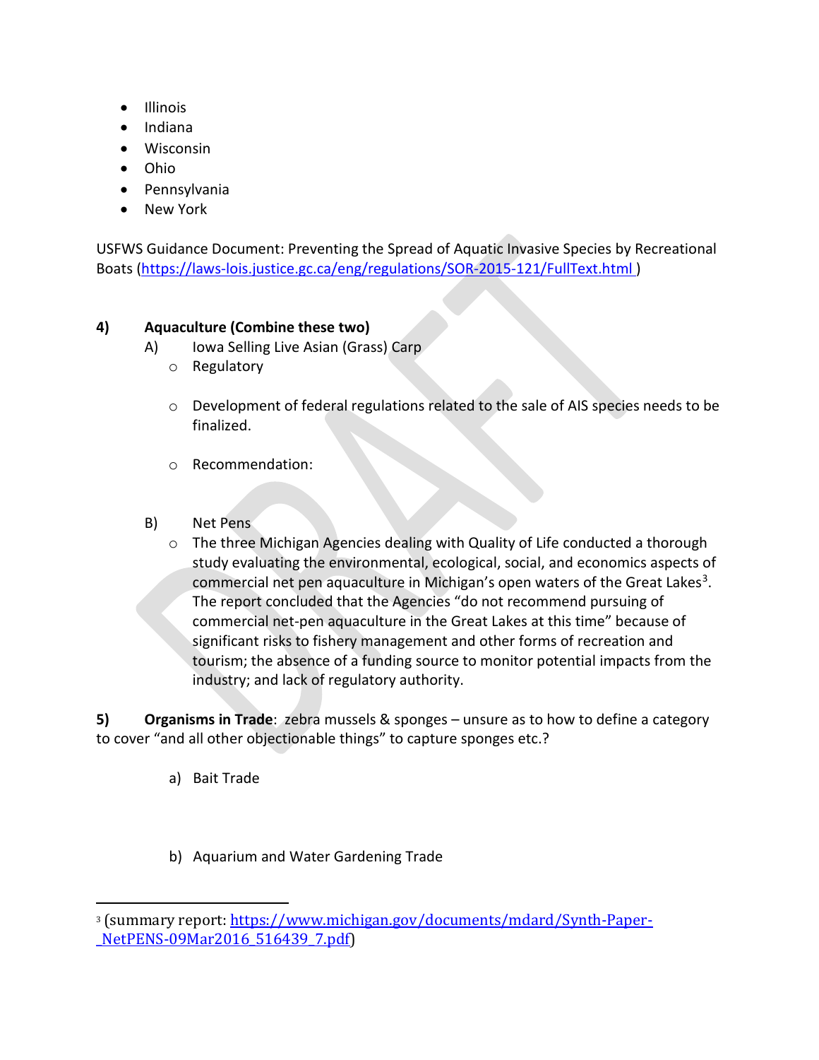- Illinois
- Indiana
- Wisconsin
- Ohio
- Pennsylvania
- New York

USFWS Guidance Document: Preventing the Spread of Aquatic Invasive Species by Recreational Boats (https://laws-lois.justice.gc.ca/eng/regulations/SOR-2015-121/FullText.html )

**4) Aquaculture (Combine these two)**

A) Iowa Selling Live Asian (Grass) Carp

- Regulatory
- Development of federal regulations related to the sale of AIS species needs to be finalized.
- Recommendation:

B) Net Pens

- The three Michigan Agencies dealing with Quality of Life conducted a thorough study evaluating the environmental, ecological, social, and economics aspects of commercial net pen aquaculture in Michigan's open waters of the Great Lakes[3]. The report concluded that the Agencies "do not recommend pursuing of commercial net-pen aquaculture in the Great Lakes at this time" because of significant risks to fishery management and other forms of recreation and tourism; the absence of a funding source to monitor potential impacts from the industry; and lack of regulatory authority.

**5) Organisms in Trade**: zebra mussels & sponges – unsure as to how to define a category to cover "and all other objectionable things" to capture sponges etc.?

a) Bait Trade

b) Aquarium and Water Gardening Trade

---

[3] (summary report: https://www.michigan.gov/documents/mdard/Synth-Paper-_NetPENS-09Mar2016_516439_7.pdf)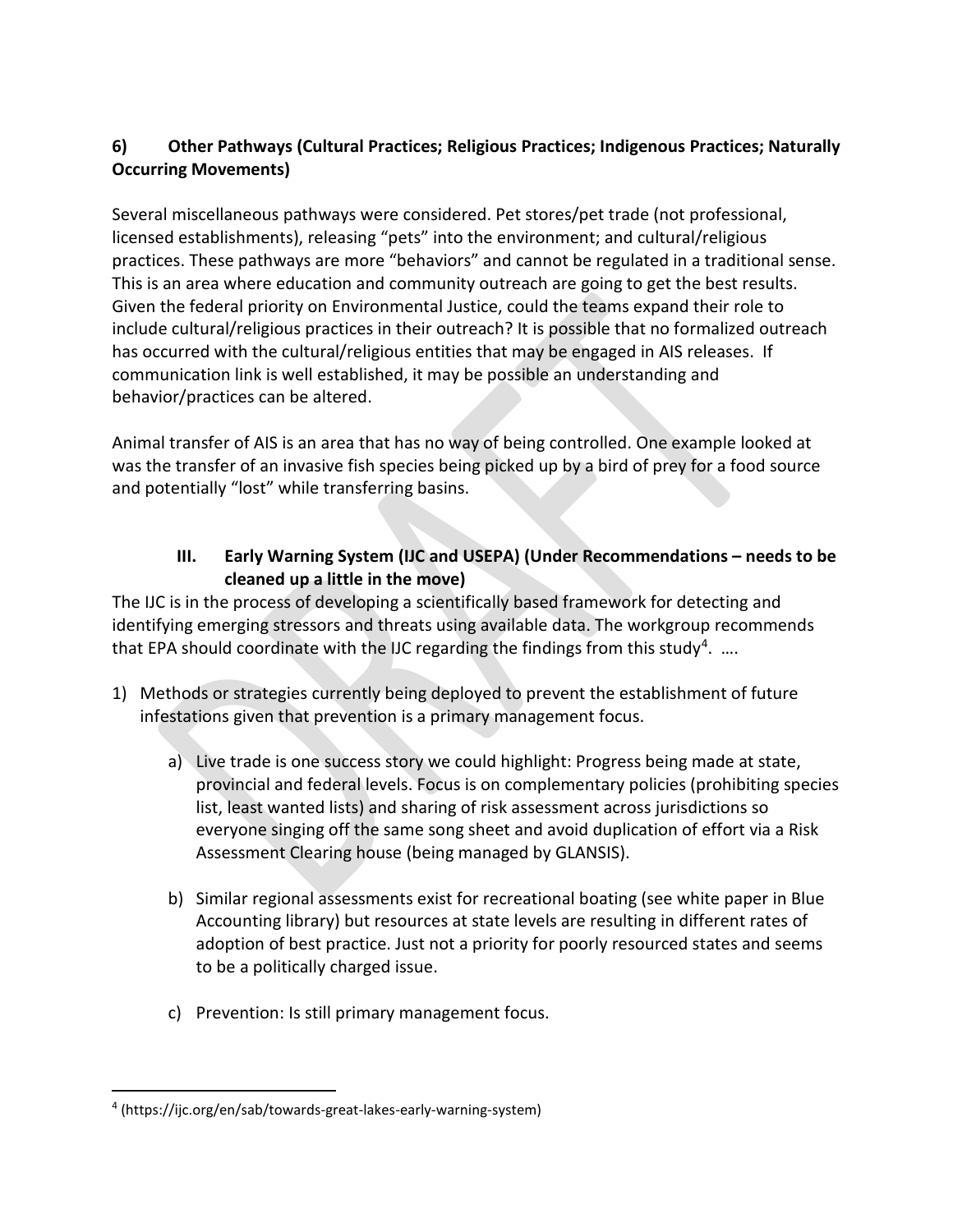### 6) Other Pathways (Cultural Practices; Religious Practices; Indigenous Practices; Naturally Occurring Movements)

Several miscellaneous pathways were considered. Pet stores/pet trade (not professional, licensed establishments), releasing "pets" into the environment; and cultural/religious practices. These pathways are more "behaviors" and cannot be regulated in a traditional sense. This is an area where education and community outreach are going to get the best results. Given the federal priority on Environmental Justice, could the teams expand their role to include cultural/religious practices in their outreach? It is possible that no formalized outreach has occurred with the cultural/religious entities that may be engaged in AIS releases. If communication link is well established, it may be possible an understanding and behavior/practices can be altered.

Animal transfer of AIS is an area that has no way of being controlled. One example looked at was the transfer of an invasive fish species being picked up by a bird of prey for a food source and potentially "lost" while transferring basins.

## III. Early Warning System (IJC and USEPA) (Under Recommendations – needs to be cleaned up a little in the move)

The IJC is in the process of developing a scientifically based framework for detecting and identifying emerging stressors and threats using available data. The workgroup recommends that EPA should coordinate with the IJC regarding the findings from this study[4]. ….

1) Methods or strategies currently being deployed to prevent the establishment of future infestations given that prevention is a primary management focus.

    a) Live trade is one success story we could highlight: Progress being made at state, provincial and federal levels. Focus is on complementary policies (prohibiting species list, least wanted lists) and sharing of risk assessment across jurisdictions so everyone singing off the same song sheet and avoid duplication of effort via a Risk Assessment Clearing house (being managed by GLANSIS).

    b) Similar regional assessments exist for recreational boating (see white paper in Blue Accounting library) but resources at state levels are resulting in different rates of adoption of best practice. Just not a priority for poorly resourced states and seems to be a politically charged issue.

    c) Prevention: Is still primary management focus.

[4] (https://ijc.org/en/sab/towards-great-lakes-early-warning-system)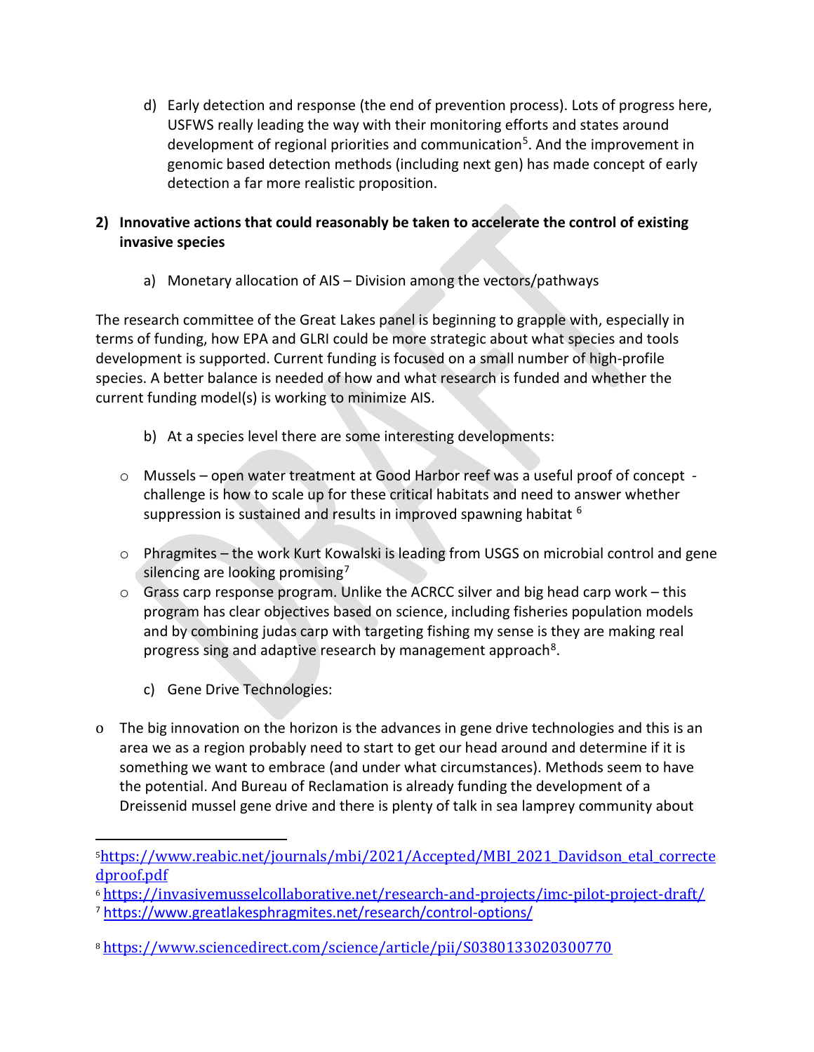d) Early detection and response (the end of prevention process). Lots of progress here, USFWS really leading the way with their monitoring efforts and states around development of regional priorities and communication[5]. And the improvement in genomic based detection methods (including next gen) has made concept of early detection a far more realistic proposition.

**2) Innovative actions that could reasonably be taken to accelerate the control of existing invasive species**

a) Monetary allocation of AIS – Division among the vectors/pathways

The research committee of the Great Lakes panel is beginning to grapple with, especially in terms of funding, how EPA and GLRI could be more strategic about what species and tools development is supported. Current funding is focused on a small number of high-profile species. A better balance is needed of how and what research is funded and whether the current funding model(s) is working to minimize AIS.

b) At a species level there are some interesting developments:

- Mussels – open water treatment at Good Harbor reef was a useful proof of concept - challenge is how to scale up for these critical habitats and need to answer whether suppression is sustained and results in improved spawning habitat [6]
- Phragmites – the work Kurt Kowalski is leading from USGS on microbial control and gene silencing are looking promising[7]
- Grass carp response program. Unlike the ACRCC silver and big head carp work – this program has clear objectives based on science, including fisheries population models and by combining judas carp with targeting fishing my sense is they are making real progress sing and adaptive research by management approach[8].

c) Gene Drive Technologies:

- The big innovation on the horizon is the advances in gene drive technologies and this is an area we as a region probably need to start to get our head around and determine if it is something we want to embrace (and under what circumstances). Methods seem to have the potential. And Bureau of Reclamation is already funding the development of a Dreissenid mussel gene drive and there is plenty of talk in sea lamprey community about

---

[5] https://www.reabic.net/journals/mbi/2021/Accepted/MBI_2021_Davidson_etal_correctedproof.pdf

[6] https://invasivemusselcollaborative.net/research-and-projects/imc-pilot-project-draft/

[7] https://www.greatlakesphragmites.net/research/control-options/

[8] https://www.sciencedirect.com/science/article/pii/S0380133020300770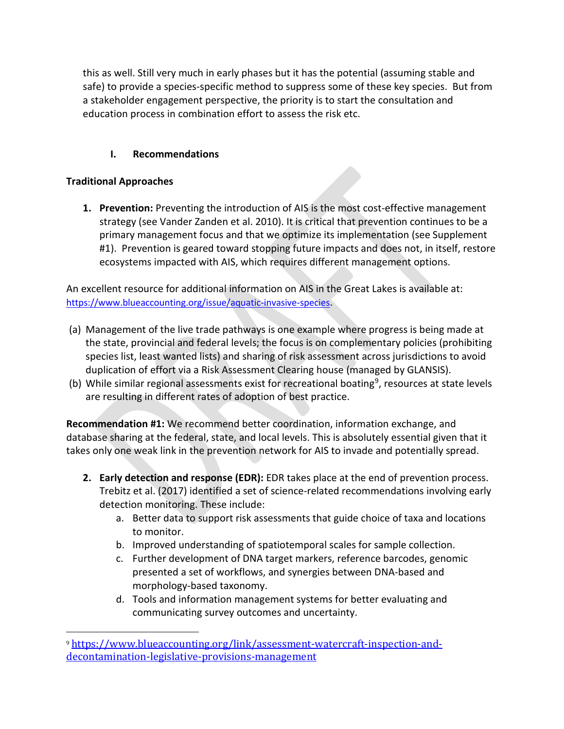this as well. Still very much in early phases but it has the potential (assuming stable and safe) to provide a species-specific method to suppress some of these key species. But from a stakeholder engagement perspective, the priority is to start the consultation and education process in combination effort to assess the risk etc.

## I. Recommendations

### Traditional Approaches

1. **Prevention:** Preventing the introduction of AIS is the most cost-effective management strategy (see Vander Zanden et al. 2010). It is critical that prevention continues to be a primary management focus and that we optimize its implementation (see Supplement #1). Prevention is geared toward stopping future impacts and does not, in itself, restore ecosystems impacted with AIS, which requires different management options.

An excellent resource for additional information on AIS in the Great Lakes is available at: https://www.blueaccounting.org/issue/aquatic-invasive-species.

(a) Management of the live trade pathways is one example where progress is being made at the state, provincial and federal levels; the focus is on complementary policies (prohibiting species list, least wanted lists) and sharing of risk assessment across jurisdictions to avoid duplication of effort via a Risk Assessment Clearing house (managed by GLANSIS).

(b) While similar regional assessments exist for recreational boating[9], resources at state levels are resulting in different rates of adoption of best practice.

**Recommendation #1:** We recommend better coordination, information exchange, and database sharing at the federal, state, and local levels. This is absolutely essential given that it takes only one weak link in the prevention network for AIS to invade and potentially spread.

2. **Early detection and response (EDR):** EDR takes place at the end of prevention process. Trebitz et al. (2017) identified a set of science-related recommendations involving early detection monitoring. These include:
   a. Better data to support risk assessments that guide choice of taxa and locations to monitor.
   b. Improved understanding of spatiotemporal scales for sample collection.
   c. Further development of DNA target markers, reference barcodes, genomic presented a set of workflows, and synergies between DNA-based and morphology-based taxonomy.
   d. Tools and information management systems for better evaluating and communicating survey outcomes and uncertainty.

[9] https://www.blueaccounting.org/link/assessment-watercraft-inspection-and-decontamination-legislative-provisions-management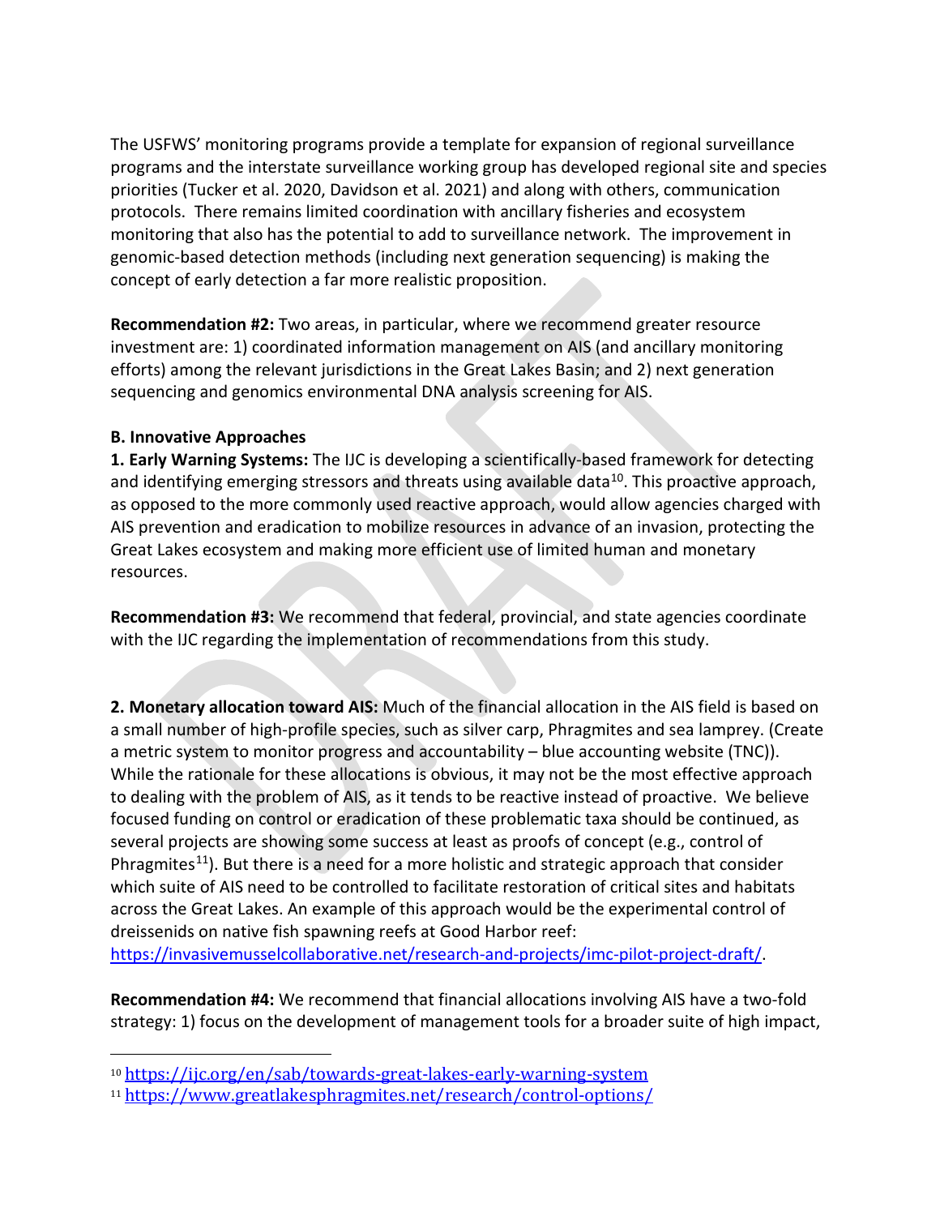The USFWS' monitoring programs provide a template for expansion of regional surveillance programs and the interstate surveillance working group has developed regional site and species priorities (Tucker et al. 2020, Davidson et al. 2021) and along with others, communication protocols. There remains limited coordination with ancillary fisheries and ecosystem monitoring that also has the potential to add to surveillance network. The improvement in genomic-based detection methods (including next generation sequencing) is making the concept of early detection a far more realistic proposition.

**Recommendation #2:** Two areas, in particular, where we recommend greater resource investment are: 1) coordinated information management on AIS (and ancillary monitoring efforts) among the relevant jurisdictions in the Great Lakes Basin; and 2) next generation sequencing and genomics environmental DNA analysis screening for AIS.

**B. Innovative Approaches**

**1. Early Warning Systems:** The IJC is developing a scientifically-based framework for detecting and identifying emerging stressors and threats using available data[10]. This proactive approach, as opposed to the more commonly used reactive approach, would allow agencies charged with AIS prevention and eradication to mobilize resources in advance of an invasion, protecting the Great Lakes ecosystem and making more efficient use of limited human and monetary resources.

**Recommendation #3:** We recommend that federal, provincial, and state agencies coordinate with the IJC regarding the implementation of recommendations from this study.

**2. Monetary allocation toward AIS:** Much of the financial allocation in the AIS field is based on a small number of high-profile species, such as silver carp, Phragmites and sea lamprey. (Create a metric system to monitor progress and accountability – blue accounting website (TNC)). While the rationale for these allocations is obvious, it may not be the most effective approach to dealing with the problem of AIS, as it tends to be reactive instead of proactive. We believe focused funding on control or eradication of these problematic taxa should be continued, as several projects are showing some success at least as proofs of concept (e.g., control of Phragmites[11]). But there is a need for a more holistic and strategic approach that consider which suite of AIS need to be controlled to facilitate restoration of critical sites and habitats across the Great Lakes. An example of this approach would be the experimental control of dreissenids on native fish spawning reefs at Good Harbor reef: https://invasivemusselcollaborative.net/research-and-projects/imc-pilot-project-draft/.

**Recommendation #4:** We recommend that financial allocations involving AIS have a two-fold strategy: 1) focus on the development of management tools for a broader suite of high impact,

[10] https://ijc.org/en/sab/towards-great-lakes-early-warning-system

[11] https://www.greatlakesphragmites.net/research/control-options/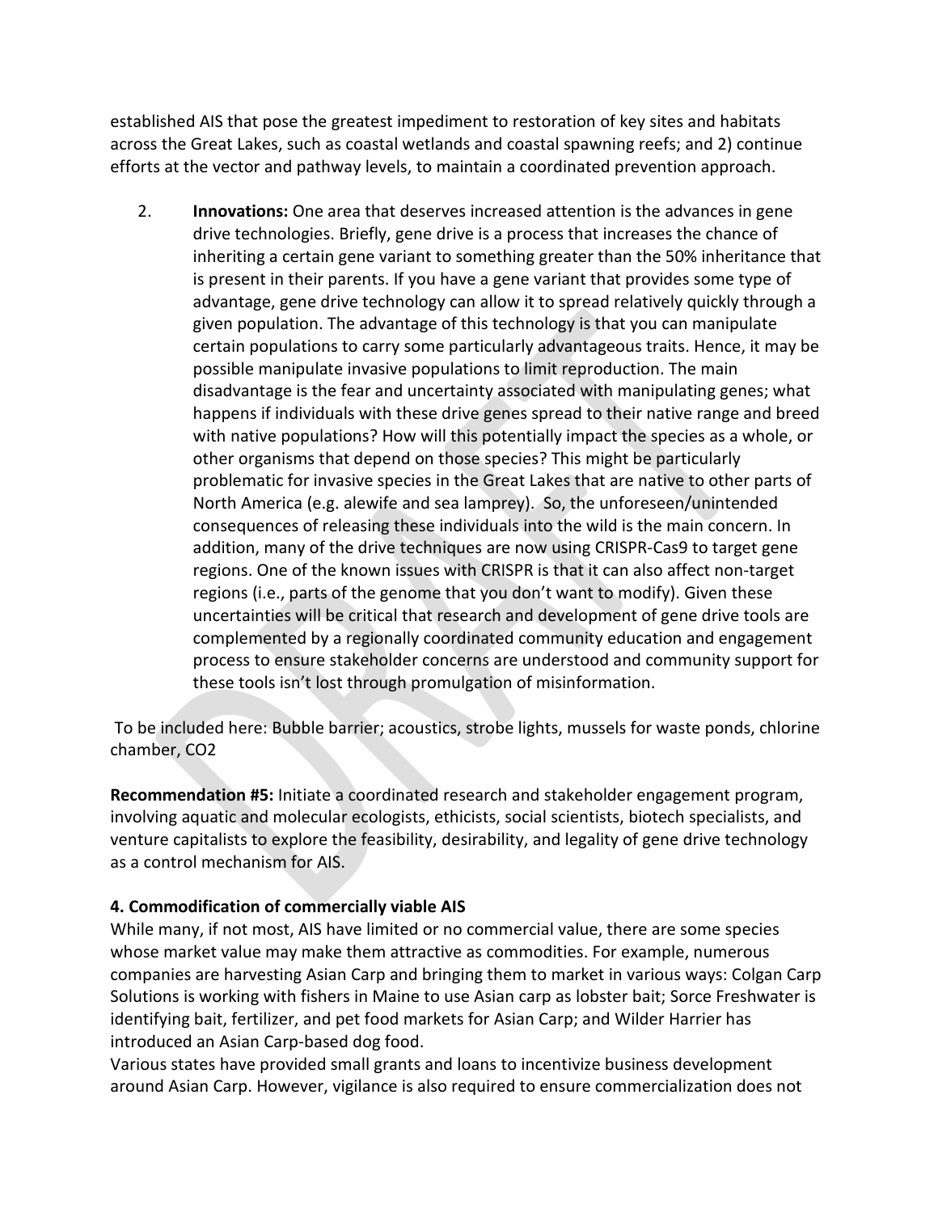established AIS that pose the greatest impediment to restoration of key sites and habitats across the Great Lakes, such as coastal wetlands and coastal spawning reefs; and 2) continue efforts at the vector and pathway levels, to maintain a coordinated prevention approach.

2. **Innovations:** One area that deserves increased attention is the advances in gene drive technologies. Briefly, gene drive is a process that increases the chance of inheriting a certain gene variant to something greater than the 50% inheritance that is present in their parents. If you have a gene variant that provides some type of advantage, gene drive technology can allow it to spread relatively quickly through a given population. The advantage of this technology is that you can manipulate certain populations to carry some particularly advantageous traits. Hence, it may be possible manipulate invasive populations to limit reproduction. The main disadvantage is the fear and uncertainty associated with manipulating genes; what happens if individuals with these drive genes spread to their native range and breed with native populations? How will this potentially impact the species as a whole, or other organisms that depend on those species? This might be particularly problematic for invasive species in the Great Lakes that are native to other parts of North America (e.g. alewife and sea lamprey). So, the unforeseen/unintended consequences of releasing these individuals into the wild is the main concern. In addition, many of the drive techniques are now using CRISPR-Cas9 to target gene regions. One of the known issues with CRISPR is that it can also affect non-target regions (i.e., parts of the genome that you don't want to modify). Given these uncertainties will be critical that research and development of gene drive tools are complemented by a regionally coordinated community education and engagement process to ensure stakeholder concerns are understood and community support for these tools isn't lost through promulgation of misinformation.

To be included here: Bubble barrier; acoustics, strobe lights, mussels for waste ponds, chlorine chamber, CO2

**Recommendation #5:** Initiate a coordinated research and stakeholder engagement program, involving aquatic and molecular ecologists, ethicists, social scientists, biotech specialists, and venture capitalists to explore the feasibility, desirability, and legality of gene drive technology as a control mechanism for AIS.

**4. Commodification of commercially viable AIS**

While many, if not most, AIS have limited or no commercial value, there are some species whose market value may make them attractive as commodities. For example, numerous companies are harvesting Asian Carp and bringing them to market in various ways: Colgan Carp Solutions is working with fishers in Maine to use Asian carp as lobster bait; Sorce Freshwater is identifying bait, fertilizer, and pet food markets for Asian Carp; and Wilder Harrier has introduced an Asian Carp-based dog food.

Various states have provided small grants and loans to incentivize business development around Asian Carp. However, vigilance is also required to ensure commercialization does not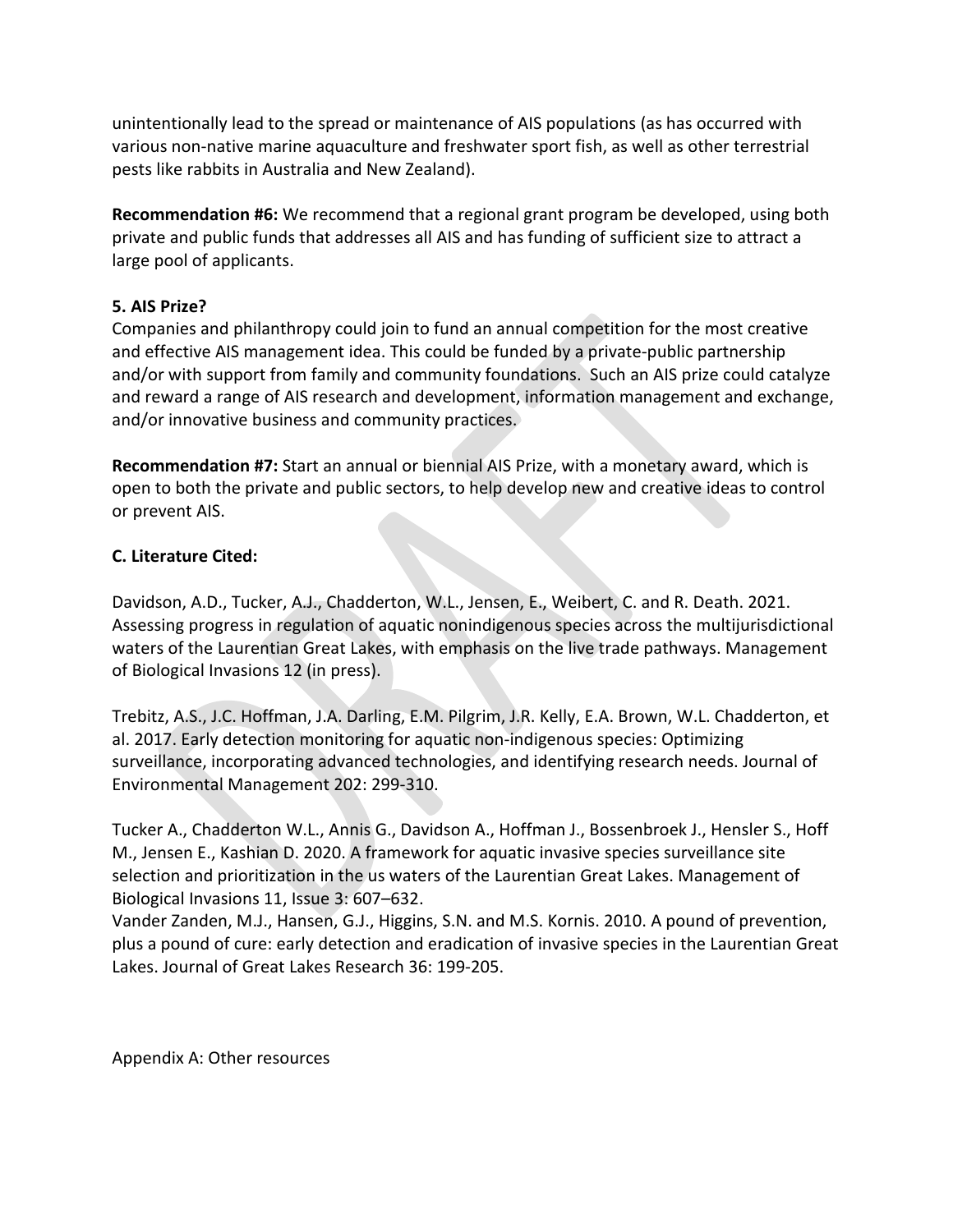unintentionally lead to the spread or maintenance of AIS populations (as has occurred with various non-native marine aquaculture and freshwater sport fish, as well as other terrestrial pests like rabbits in Australia and New Zealand).

**Recommendation #6:** We recommend that a regional grant program be developed, using both private and public funds that addresses all AIS and has funding of sufficient size to attract a large pool of applicants.

**5. AIS Prize?**

Companies and philanthropy could join to fund an annual competition for the most creative and effective AIS management idea. This could be funded by a private-public partnership and/or with support from family and community foundations. Such an AIS prize could catalyze and reward a range of AIS research and development, information management and exchange, and/or innovative business and community practices.

**Recommendation #7:** Start an annual or biennial AIS Prize, with a monetary award, which is open to both the private and public sectors, to help develop new and creative ideas to control or prevent AIS.

**C. Literature Cited:**

Davidson, A.D., Tucker, A.J., Chadderton, W.L., Jensen, E., Weibert, C. and R. Death. 2021. Assessing progress in regulation of aquatic nonindigenous species across the multijurisdictional waters of the Laurentian Great Lakes, with emphasis on the live trade pathways. Management of Biological Invasions 12 (in press).

Trebitz, A.S., J.C. Hoffman, J.A. Darling, E.M. Pilgrim, J.R. Kelly, E.A. Brown, W.L. Chadderton, et al. 2017. Early detection monitoring for aquatic non-indigenous species: Optimizing surveillance, incorporating advanced technologies, and identifying research needs. Journal of Environmental Management 202: 299-310.

Tucker A., Chadderton W.L., Annis G., Davidson A., Hoffman J., Bossenbroek J., Hensler S., Hoff M., Jensen E., Kashian D. 2020. A framework for aquatic invasive species surveillance site selection and prioritization in the us waters of the Laurentian Great Lakes. Management of Biological Invasions 11, Issue 3: 607–632.

Vander Zanden, M.J., Hansen, G.J., Higgins, S.N. and M.S. Kornis. 2010. A pound of prevention, plus a pound of cure: early detection and eradication of invasive species in the Laurentian Great Lakes. Journal of Great Lakes Research 36: 199-205.

Appendix A: Other resources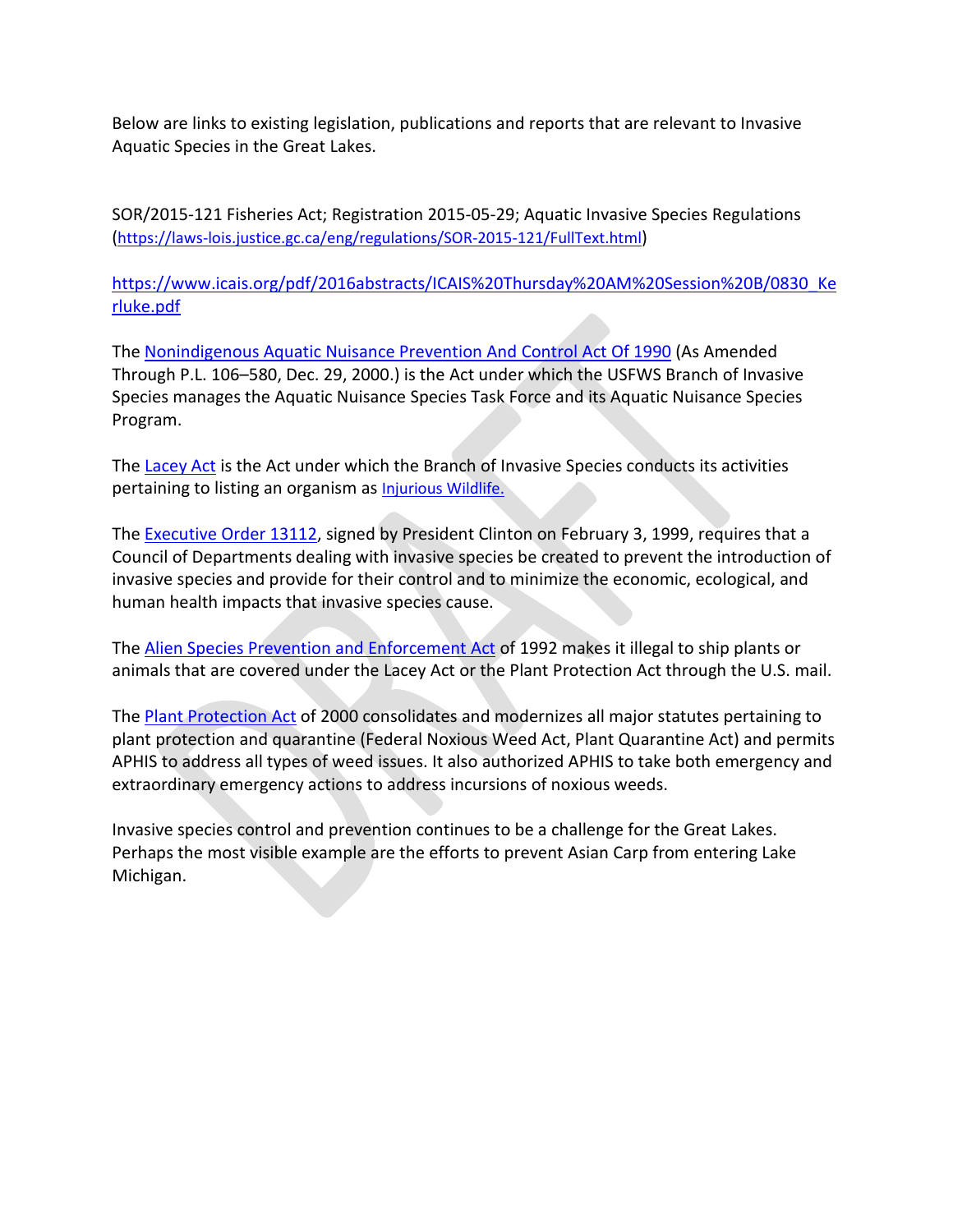Below are links to existing legislation, publications and reports that are relevant to Invasive Aquatic Species in the Great Lakes.

SOR/2015-121 Fisheries Act; Registration 2015-05-29; Aquatic Invasive Species Regulations (https://laws-lois.justice.gc.ca/eng/regulations/SOR-2015-121/FullText.html)

https://www.icais.org/pdf/2016abstracts/ICAIS%20Thursday%20AM%20Session%20B/0830_Kerluke.pdf

The Nonindigenous Aquatic Nuisance Prevention And Control Act Of 1990 (As Amended Through P.L. 106–580, Dec. 29, 2000.) is the Act under which the USFWS Branch of Invasive Species manages the Aquatic Nuisance Species Task Force and its Aquatic Nuisance Species Program.

The Lacey Act is the Act under which the Branch of Invasive Species conducts its activities pertaining to listing an organism as Injurious Wildlife.

The Executive Order 13112, signed by President Clinton on February 3, 1999, requires that a Council of Departments dealing with invasive species be created to prevent the introduction of invasive species and provide for their control and to minimize the economic, ecological, and human health impacts that invasive species cause.

The Alien Species Prevention and Enforcement Act of 1992 makes it illegal to ship plants or animals that are covered under the Lacey Act or the Plant Protection Act through the U.S. mail.

The Plant Protection Act of 2000 consolidates and modernizes all major statutes pertaining to plant protection and quarantine (Federal Noxious Weed Act, Plant Quarantine Act) and permits APHIS to address all types of weed issues. It also authorized APHIS to take both emergency and extraordinary emergency actions to address incursions of noxious weeds.

Invasive species control and prevention continues to be a challenge for the Great Lakes. Perhaps the most visible example are the efforts to prevent Asian Carp from entering Lake Michigan.